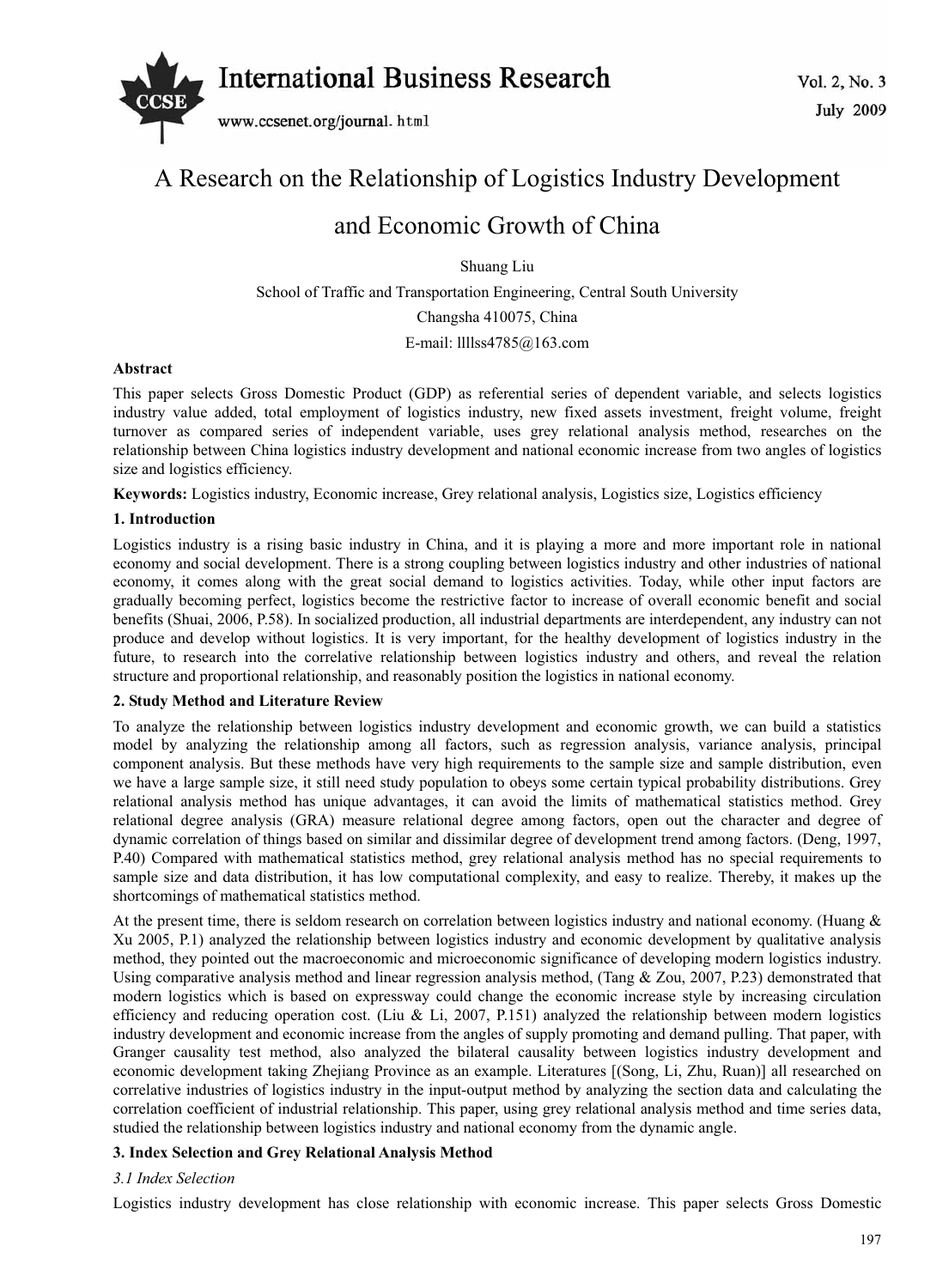# A Research on the Relationship of Logistics Industry Development and Economic Growth of China

Shuang Liu

School of Traffic and Transportation Engineering, Central South University

Changsha 410075, China

E-mail: lllss4785@163.com

**Abstract**

This paper selects Gross Domestic Product (GDP) as referential series of dependent variable, and selects logistics industry value added, total employment of logistics industry, new fixed assets investment, freight volume, freight turnover as compared series of independent variable, uses grey relational analysis method, researches on the relationship between China logistics industry development and national economic increase from two angles of logistics size and logistics efficiency.

**Keywords:** Logistics industry, Economic increase, Grey relational analysis, Logistics size, Logistics efficiency

## 1. Introduction

Logistics industry is a rising basic industry in China, and it is playing a more and more important role in national economy and social development. There is a strong coupling between logistics industry and other industries of national economy, it comes along with the great social demand to logistics activities. Today, while other input factors are gradually becoming perfect, logistics become the restrictive factor to increase of overall economic benefit and social benefits (Shuai, 2006, P.58). In socialized production, all industrial departments are interdependent, any industry can not produce and develop without logistics. It is very important, for the healthy development of logistics industry in the future, to research into the correlative relationship between logistics industry and others, and reveal the relation structure and proportional relationship, and reasonably position the logistics in national economy.

## 2. Study Method and Literature Review

To analyze the relationship between logistics industry development and economic growth, we can build a statistics model by analyzing the relationship among all factors, such as regression analysis, variance analysis, principal component analysis. But these methods have very high requirements to the sample size and sample distribution, even we have a large sample size, it still need study population to obeys some certain typical probability distributions. Grey relational analysis method has unique advantages, it can avoid the limits of mathematical statistics method. Grey relational degree analysis (GRA) measure relational degree among factors, open out the character and degree of dynamic correlation of things based on similar and dissimilar degree of development trend among factors. (Deng, 1997, P.40) Compared with mathematical statistics method, grey relational analysis method has no special requirements to sample size and data distribution, it has low computational complexity, and easy to realize. Thereby, it makes up the shortcomings of mathematical statistics method.

At the present time, there is seldom research on correlation between logistics industry and national economy. (Huang & Xu 2005, P.1) analyzed the relationship between logistics industry and economic development by qualitative analysis method, they pointed out the macroeconomic and microeconomic significance of developing modern logistics industry. Using comparative analysis method and linear regression analysis method, (Tang & Zou, 2007, P.23) demonstrated that modern logistics which is based on expressway could change the economic increase style by increasing circulation efficiency and reducing operation cost. (Liu & Li, 2007, P.151) analyzed the relationship between modern logistics industry development and economic increase from the angles of supply promoting and demand pulling. That paper, with Granger causality test method, also analyzed the bilateral causality between logistics industry development and economic development taking Zhejiang Province as an example. Literatures [(Song, Li, Zhu, Ruan)] all researched on correlative industries of logistics industry in the input-output method by analyzing the section data and calculating the correlation coefficient of industrial relationship. This paper, using grey relational analysis method and time series data, studied the relationship between logistics industry and national economy from the dynamic angle.

## 3. Index Selection and Grey Relational Analysis Method

### *3.1 Index Selection*

Logistics industry development has close relationship with economic increase. This paper selects Gross Domestic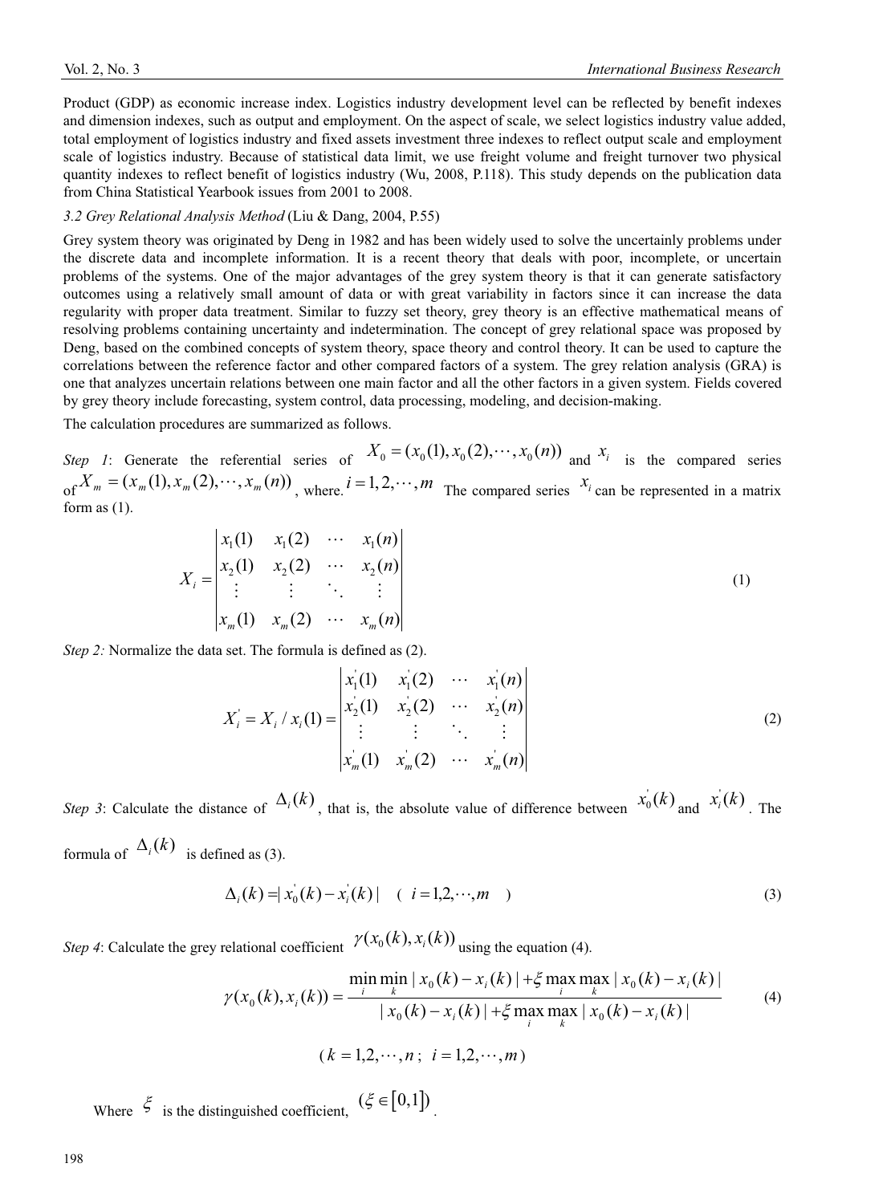Product (GDP) as economic increase index. Logistics industry development level can be reflected by benefit indexes and dimension indexes, such as output and employment. On the aspect of scale, we select logistics industry value added, total employment of logistics industry and fixed assets investment three indexes to reflect output scale and employment scale of logistics industry. Because of statistical data limit, we use freight volume and freight turnover two physical quantity indexes to reflect benefit of logistics industry (Wu, 2008, P.118). This study depends on the publication data from China Statistical Yearbook issues from 2001 to 2008.

### *3.2 Grey Relational Analysis Method* (Liu & Dang, 2004, P.55)

Grey system theory was originated by Deng in 1982 and has been widely used to solve the uncertainly problems under the discrete data and incomplete information. It is a recent theory that deals with poor, incomplete, or uncertain problems of the systems. One of the major advantages of the grey system theory is that it can generate satisfactory outcomes using a relatively small amount of data or with great variability in factors since it can increase the data regularity with proper data treatment. Similar to fuzzy set theory, grey theory is an effective mathematical means of resolving problems containing uncertainty and indetermination. The concept of grey relational space was proposed by Deng, based on the combined concepts of system theory, space theory and control theory. It can be used to capture the correlations between the reference factor and other compared factors of a system. The grey relation analysis (GRA) is one that analyzes uncertain relations between one main factor and all the other factors in a given system. Fields covered by grey theory include forecasting, system control, data processing, modeling, and decision-making.

The calculation procedures are summarized as follows.

*Step 1*: Generate the referential series of $X_0 = (x_0(1), x_0(2), \cdots, x_0(n))$ and $x_i$ is the compared series of $X_m = (x_m(1), x_m(2), \cdots, x_m(n))$, where. $i = 1, 2, \cdots, m$ The compared series $x_i$ can be represented in a matrix form as (1).

$$X_i = \begin{vmatrix} x_1(1) & x_1(2) & \cdots & x_1(n) \\ x_2(1) & x_2(2) & \cdots & x_2(n) \\ \vdots & \vdots & \ddots & \vdots \\ x_m(1) & x_m(2) & \cdots & x_m(n) \end{vmatrix} \tag{1}$$

*Step 2:* Normalize the data set. The formula is defined as (2).

$$X_i^{'} = X_i / x_i(1) = \begin{vmatrix} x_1^{'}(1) & x_1^{'}(2) & \cdots & x_1^{'}(n) \\ x_2^{'}(1) & x_2^{'}(2) & \cdots & x_2^{'}(n) \\ \vdots & \vdots & \ddots & \vdots \\ x_m^{'}(1) & x_m^{'}(2) & \cdots & x_m^{'}(n) \end{vmatrix} \tag{2}$$

*Step 3*: Calculate the distance of $\Delta_i(k)$, that is, the absolute value of difference between $x_0^{'}(k)$ and $x_i^{'}(k)$. The formula of $\Delta_i(k)$ is defined as (3).

$$\Delta_i(k) = | x_0^{'}(k) - x_i^{'}(k) | \quad ( \ i = 1,2,\cdots,m \ ) \tag{3}$$

*Step 4*: Calculate the grey relational coefficient $\gamma(x_0(k), x_i(k))$ using the equation (4).

$$\gamma(x_0(k), x_i(k)) = \frac{\min\limits_i \min\limits_k | x_0(k) - x_i(k) | + \xi \max\limits_i \max\limits_k | x_0(k) - x_i(k) |}{| x_0(k) - x_i(k) | + \xi \max\limits_i \max\limits_k | x_0(k) - x_i(k) |} \tag{4}$$

$$( k = 1,2,\cdots,n \, ; \ i = 1,2,\cdots,m )$$

Where $\xi$ is the distinguished coefficient, $(\xi \in [0,1])$.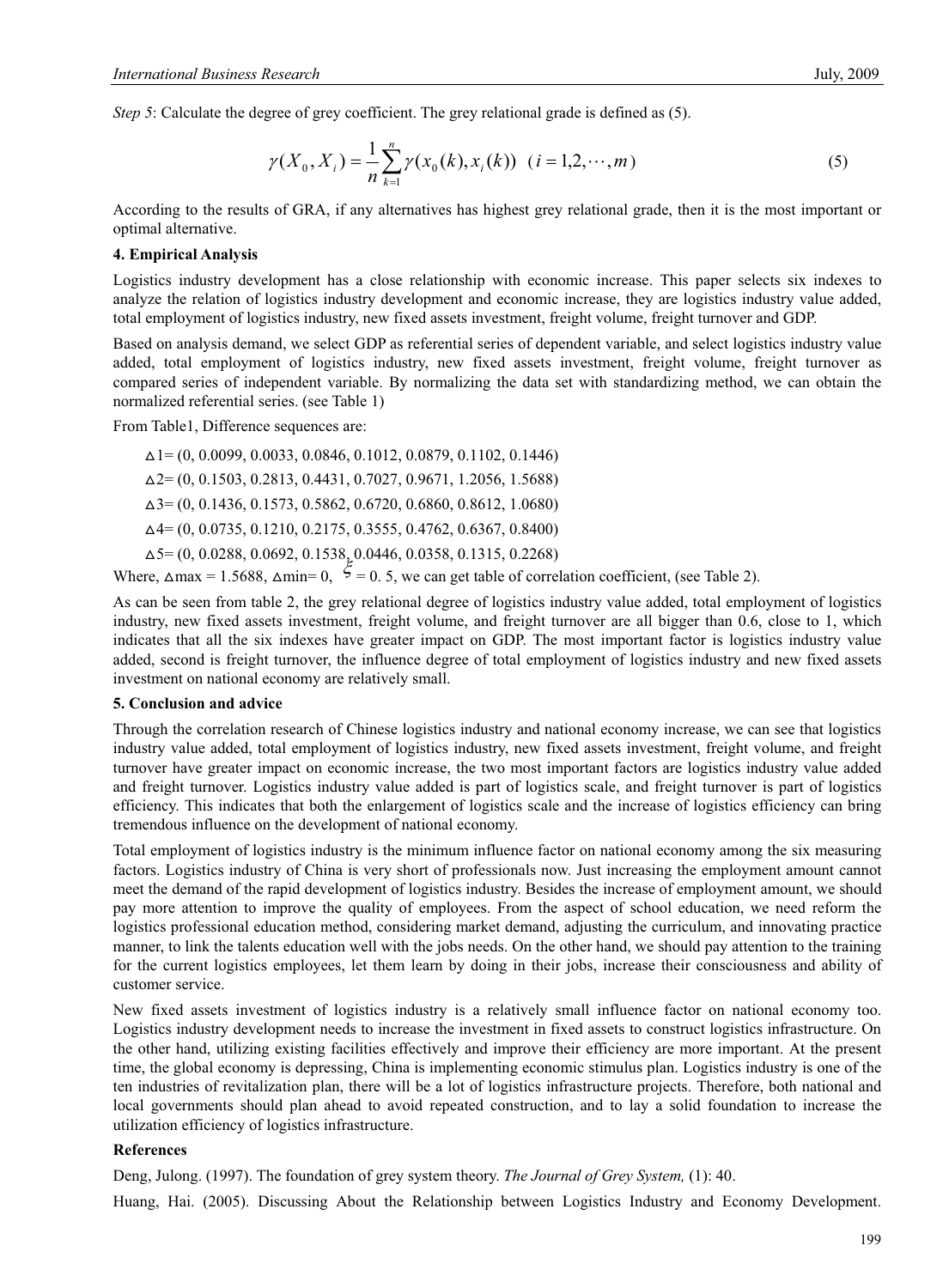*Step 5*: Calculate the degree of grey coefficient. The grey relational grade is defined as (5).

$$\gamma(X_0, X_i) = \frac{1}{n}\sum_{k=1}^{n}\gamma(x_0(k), x_i(k)) \quad (i = 1,2,\cdots,m) \tag{5}$$

According to the results of GRA, if any alternatives has highest grey relational grade, then it is the most important or optimal alternative.

**4. Empirical Analysis**

Logistics industry development has a close relationship with economic increase. This paper selects six indexes to analyze the relation of logistics industry development and economic increase, they are logistics industry value added, total employment of logistics industry, new fixed assets investment, freight volume, freight turnover and GDP.

Based on analysis demand, we select GDP as referential series of dependent variable, and select logistics industry value added, total employment of logistics industry, new fixed assets investment, freight volume, freight turnover as compared series of independent variable. By normalizing the data set with standardizing method, we can obtain the normalized referential series. (see Table 1)

From Table1, Difference sequences are:

$\Delta 1$= (0, 0.0099, 0.0033, 0.0846, 0.1012, 0.0879, 0.1102, 0.1446)

$\Delta 2$= (0, 0.1503, 0.2813, 0.4431, 0.7027, 0.9671, 1.2056, 1.5688)

$\Delta 3$= (0, 0.1436, 0.1573, 0.5862, 0.6720, 0.6860, 0.8612, 1.0680)

$\Delta 4$= (0, 0.0735, 0.1210, 0.2175, 0.3555, 0.4762, 0.6367, 0.8400)

$\Delta 5$= (0, 0.0288, 0.0692, 0.1538, 0.0446, 0.0358, 0.1315, 0.2268)

Where, $\Delta max$ = 1.5688, $\Delta min$= 0, $\xi$ = 0. 5, we can get table of correlation coefficient, (see Table 2).

As can be seen from table 2, the grey relational degree of logistics industry value added, total employment of logistics industry, new fixed assets investment, freight volume, and freight turnover are all bigger than 0.6, close to 1, which indicates that all the six indexes have greater impact on GDP. The most important factor is logistics industry value added, second is freight turnover, the influence degree of total employment of logistics industry and new fixed assets investment on national economy are relatively small.

**5. Conclusion and advice**

Through the correlation research of Chinese logistics industry and national economy increase, we can see that logistics industry value added, total employment of logistics industry, new fixed assets investment, freight volume, and freight turnover have greater impact on economic increase, the two most important factors are logistics industry value added and freight turnover. Logistics industry value added is part of logistics scale, and freight turnover is part of logistics efficiency. This indicates that both the enlargement of logistics scale and the increase of logistics efficiency can bring tremendous influence on the development of national economy.

Total employment of logistics industry is the minimum influence factor on national economy among the six measuring factors. Logistics industry of China is very short of professionals now. Just increasing the employment amount cannot meet the demand of the rapid development of logistics industry. Besides the increase of employment amount, we should pay more attention to improve the quality of employees. From the aspect of school education, we need reform the logistics professional education method, considering market demand, adjusting the curriculum, and innovating practice manner, to link the talents education well with the jobs needs. On the other hand, we should pay attention to the training for the current logistics employees, let them learn by doing in their jobs, increase their consciousness and ability of customer service.

New fixed assets investment of logistics industry is a relatively small influence factor on national economy too. Logistics industry development needs to increase the investment in fixed assets to construct logistics infrastructure. On the other hand, utilizing existing facilities effectively and improve their efficiency are more important. At the present time, the global economy is depressing, China is implementing economic stimulus plan. Logistics industry is one of the ten industries of revitalization plan, there will be a lot of logistics infrastructure projects. Therefore, both national and local governments should plan ahead to avoid repeated construction, and to lay a solid foundation to increase the utilization efficiency of logistics infrastructure.

**References**

Deng, Julong. (1997). The foundation of grey system theory. *The Journal of Grey System,* (1): 40.

Huang, Hai. (2005). Discussing About the Relationship between Logistics Industry and Economy Development.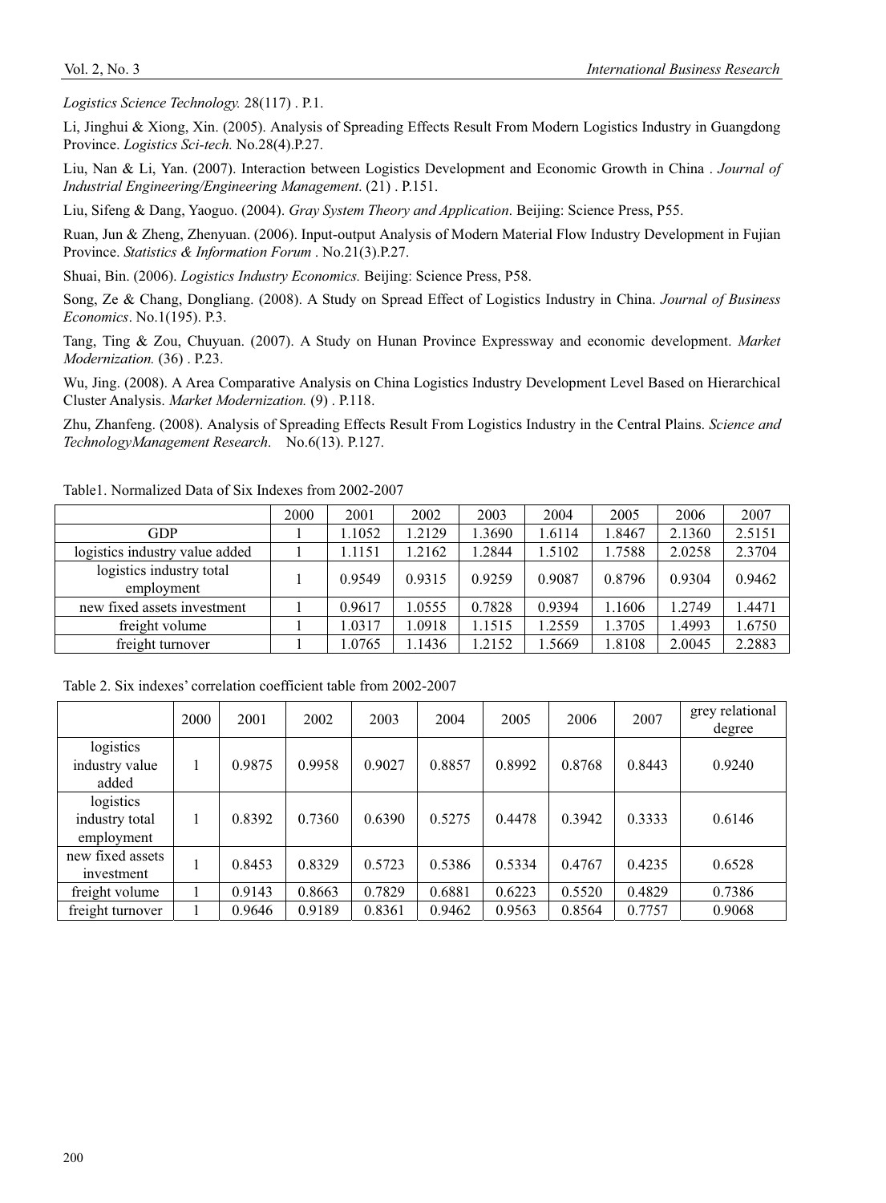*Logistics Science Technology.* 28(117) . P.1.

Li, Jinghui & Xiong, Xin. (2005). Analysis of Spreading Effects Result From Modern Logistics Industry in Guangdong Province. *Logistics Sci-tech.* No.28(4).P.27.

Liu, Nan & Li, Yan. (2007). Interaction between Logistics Development and Economic Growth in China . *Journal of Industrial Engineering/Engineering Management*. (21) . P.151.

Liu, Sifeng & Dang, Yaoguo. (2004). *Gray System Theory and Application*. Beijing: Science Press, P55.

Ruan, Jun & Zheng, Zhenyuan. (2006). Input-output Analysis of Modern Material Flow Industry Development in Fujian Province. *Statistics & Information Forum* . No.21(3).P.27.

Shuai, Bin. (2006). *Logistics Industry Economics.* Beijing: Science Press, P58.

Song, Ze & Chang, Dongliang. (2008). A Study on Spread Effect of Logistics Industry in China. *Journal of Business Economics*. No.1(195). P.3.

Tang, Ting & Zou, Chuyuan. (2007). A Study on Hunan Province Expressway and economic development. *Market Modernization.* (36) . P.23.

Wu, Jing. (2008). A Area Comparative Analysis on China Logistics Industry Development Level Based on Hierarchical Cluster Analysis. *Market Modernization.* (9) . P.118.

Zhu, Zhanfeng. (2008). Analysis of Spreading Effects Result From Logistics Industry in the Central Plains. *Science and TechnologyManagement Research*. No.6(13). P.127.

Table1. Normalized Data of Six Indexes from 2002-2007

| | 2000 | 2001 | 2002 | 2003 | 2004 | 2005 | 2006 | 2007 |
|---|---|---|---|---|---|---|---|---|
| GDP | 1 | 1.1052 | 1.2129 | 1.3690 | 1.6114 | 1.8467 | 2.1360 | 2.5151 |
| logistics industry value added | 1 | 1.1151 | 1.2162 | 1.2844 | 1.5102 | 1.7588 | 2.0258 | 2.3704 |
| logistics industry total employment | 1 | 0.9549 | 0.9315 | 0.9259 | 0.9087 | 0.8796 | 0.9304 | 0.9462 |
| new fixed assets investment | 1 | 0.9617 | 1.0555 | 0.7828 | 0.9394 | 1.1606 | 1.2749 | 1.4471 |
| freight volume | 1 | 1.0317 | 1.0918 | 1.1515 | 1.2559 | 1.3705 | 1.4993 | 1.6750 |
| freight turnover | 1 | 1.0765 | 1.1436 | 1.2152 | 1.5669 | 1.8108 | 2.0045 | 2.2883 |

Table 2. Six indexes' correlation coefficient table from 2002-2007

| | 2000 | 2001 | 2002 | 2003 | 2004 | 2005 | 2006 | 2007 | grey relational degree |
|---|---|---|---|---|---|---|---|---|---|
| logistics industry value added | 1 | 0.9875 | 0.9958 | 0.9027 | 0.8857 | 0.8992 | 0.8768 | 0.8443 | 0.9240 |
| logistics industry total employment | 1 | 0.8392 | 0.7360 | 0.6390 | 0.5275 | 0.4478 | 0.3942 | 0.3333 | 0.6146 |
| new fixed assets investment | 1 | 0.8453 | 0.8329 | 0.5723 | 0.5386 | 0.5334 | 0.4767 | 0.4235 | 0.6528 |
| freight volume | 1 | 0.9143 | 0.8663 | 0.7829 | 0.6881 | 0.6223 | 0.5520 | 0.4829 | 0.7386 |
| freight turnover | 1 | 0.9646 | 0.9189 | 0.8361 | 0.9462 | 0.9563 | 0.8564 | 0.7757 | 0.9068 |